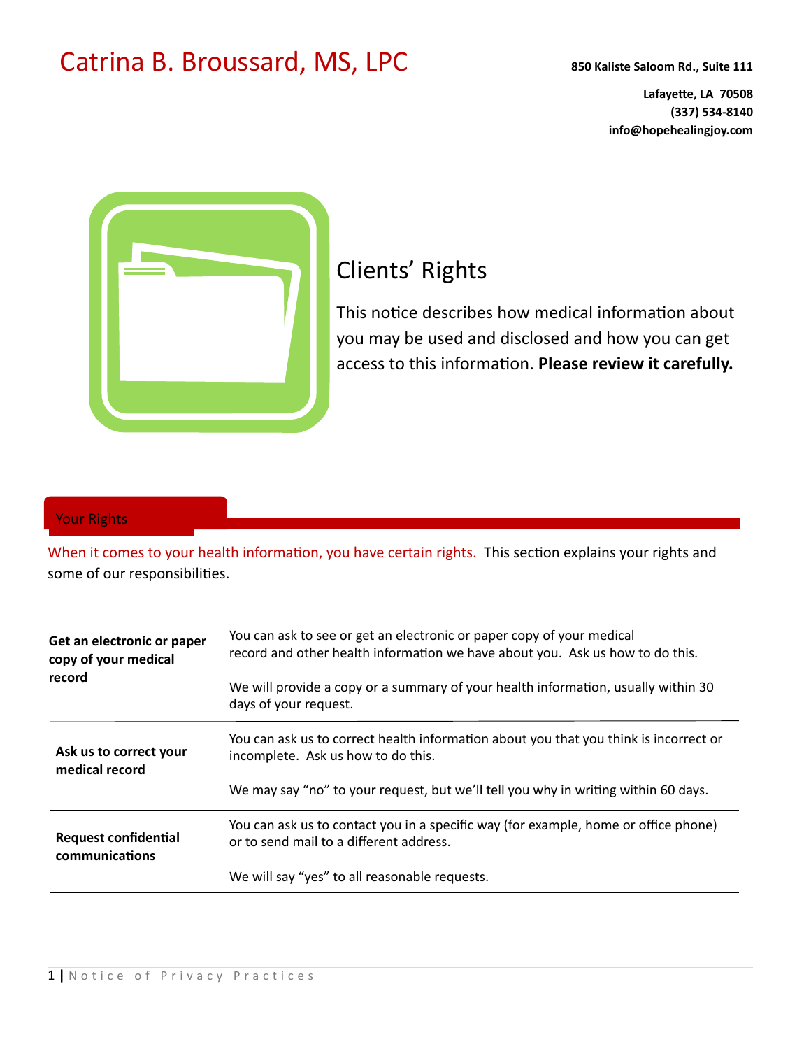# Catrina B. Broussard, MS, LPC

**850 Kaliste Saloom Rd., Suite 111**

**Lafayette, LA 70508**
**(337) 534-8140**
**info@hopehealingjoy.com**

## Clients' Rights

This notice describes how medical information about you may be used and disclosed and how you can get access to this information. **Please review it carefully.**

## Your Rights

When it comes to your health information, you have certain rights. This section explains your rights and some of our responsibilities.

| | |
|---|---|
| **Get an electronic or paper copy of your medical record** | You can ask to see or get an electronic or paper copy of your medical record and other health information we have about you. Ask us how to do this.<br><br>We will provide a copy or a summary of your health information, usually within 30 days of your request. |
| **Ask us to correct your medical record** | You can ask us to correct health information about you that you think is incorrect or incomplete. Ask us how to do this.<br><br>We may say "no" to your request, but we'll tell you why in writing within 60 days. |
| **Request confidential communications** | You can ask us to contact you in a specific way (for example, home or office phone) or to send mail to a different address.<br><br>We will say "yes" to all reasonable requests. |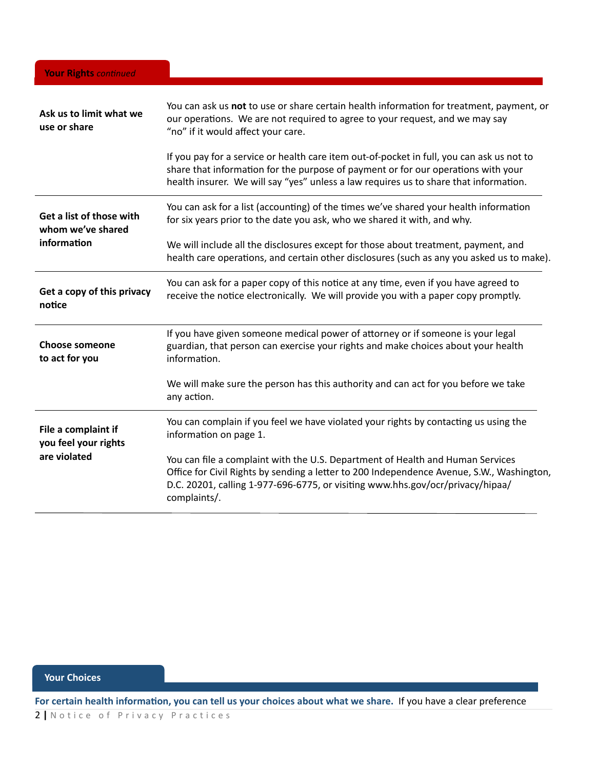## Your Rights *continued*

| | |
|---|---|
| **Ask us to limit what we use or share** | You can ask us **not** to use or share certain health information for treatment, payment, or our operations. We are not required to agree to your request, and we may say "no" if it would affect your care.<br><br>If you pay for a service or health care item out-of-pocket in full, you can ask us not to share that information for the purpose of payment or for our operations with your health insurer. We will say "yes" unless a law requires us to share that information. |
| **Get a list of those with whom we've shared information** | You can ask for a list (accounting) of the times we've shared your health information for six years prior to the date you ask, who we shared it with, and why.<br><br>We will include all the disclosures except for those about treatment, payment, and health care operations, and certain other disclosures (such as any you asked us to make). |
| **Get a copy of this privacy notice** | You can ask for a paper copy of this notice at any time, even if you have agreed to receive the notice electronically. We will provide you with a paper copy promptly. |
| **Choose someone to act for you** | If you have given someone medical power of attorney or if someone is your legal guardian, that person can exercise your rights and make choices about your health information.<br><br>We will make sure the person has this authority and can act for you before we take any action. |
| **File a complaint if you feel your rights are violated** | You can complain if you feel we have violated your rights by contacting us using the information on page 1.<br><br>You can file a complaint with the U.S. Department of Health and Human Services Office for Civil Rights by sending a letter to 200 Independence Avenue, S.W., Washington, D.C. 20201, calling 1-977-696-6775, or visiting www.hhs.gov/ocr/privacy/hipaa/complaints/. |

## Your Choices

**For certain health information, you can tell us your choices about what we share.** If you have a clear preference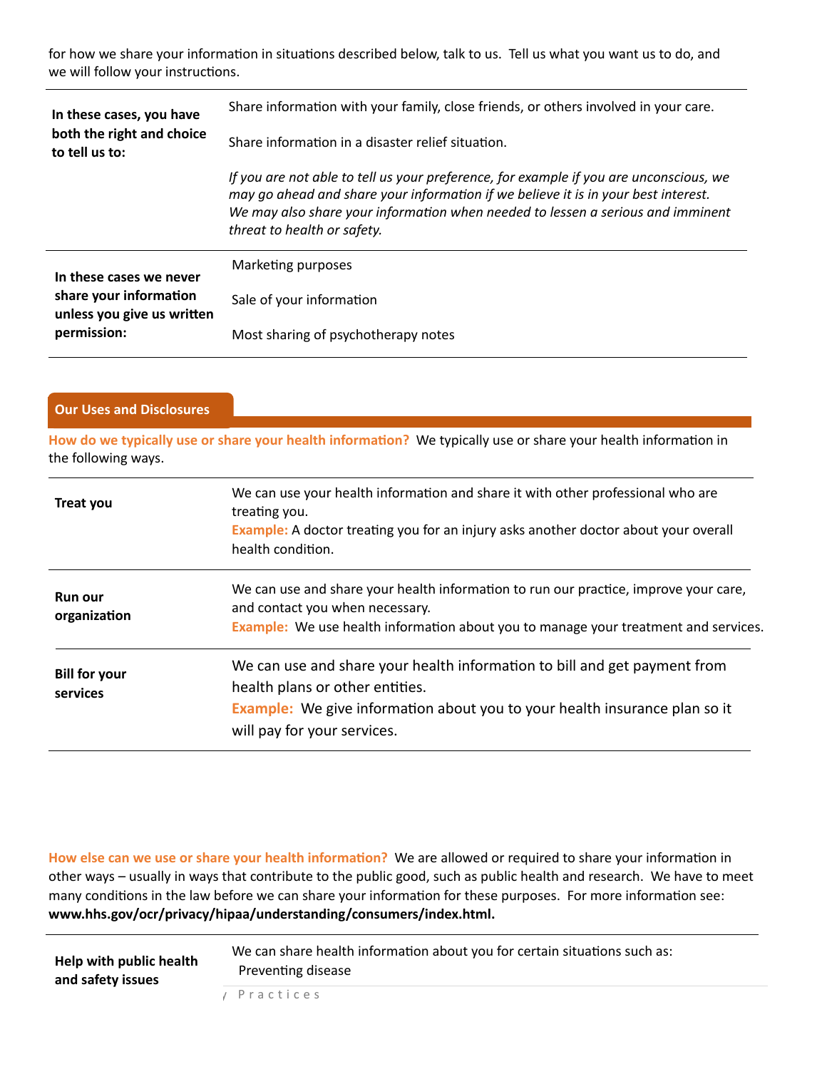for how we share your information in situations described below, talk to us. Tell us what you want us to do, and we will follow your instructions.

| | |
|---|---|
| **In these cases, you have both the right and choice to tell us to:** | Share information with your family, close friends, or others involved in your care.<br><br>Share information in a disaster relief situation.<br><br>*If you are not able to tell us your preference, for example if you are unconscious, we may go ahead and share your information if we believe it is in your best interest. We may also share your information when needed to lessen a serious and imminent threat to health or safety.* |
| **In these cases we never share your information unless you give us written permission:** | Marketing purposes<br><br>Sale of your information<br><br>Most sharing of psychotherapy notes |

## Our Uses and Disclosures

**How do we typically use or share your health information?** We typically use or share your health information in the following ways.

| | |
|---|---|
| **Treat you** | We can use your health information and share it with other professional who are treating you.<br>**Example:** A doctor treating you for an injury asks another doctor about your overall health condition. |
| **Run our organization** | We can use and share your health information to run our practice, improve your care, and contact you when necessary.<br>**Example:** We use health information about you to manage your treatment and services. |
| **Bill for your services** | We can use and share your health information to bill and get payment from health plans or other entities.<br>**Example:** We give information about you to your health insurance plan so it will pay for your services. |

**How else can we use or share your health information?** We are allowed or required to share your information in other ways – usually in ways that contribute to the public good, such as public health and research. We have to meet many conditions in the law before we can share your information for these purposes. For more information see: **www.hhs.gov/ocr/privacy/hipaa/understanding/consumers/index.html.**

| | |
|---|---|
| **Help with public health and safety issues** | We can share health information about you for certain situations such as:<br>Preventing disease |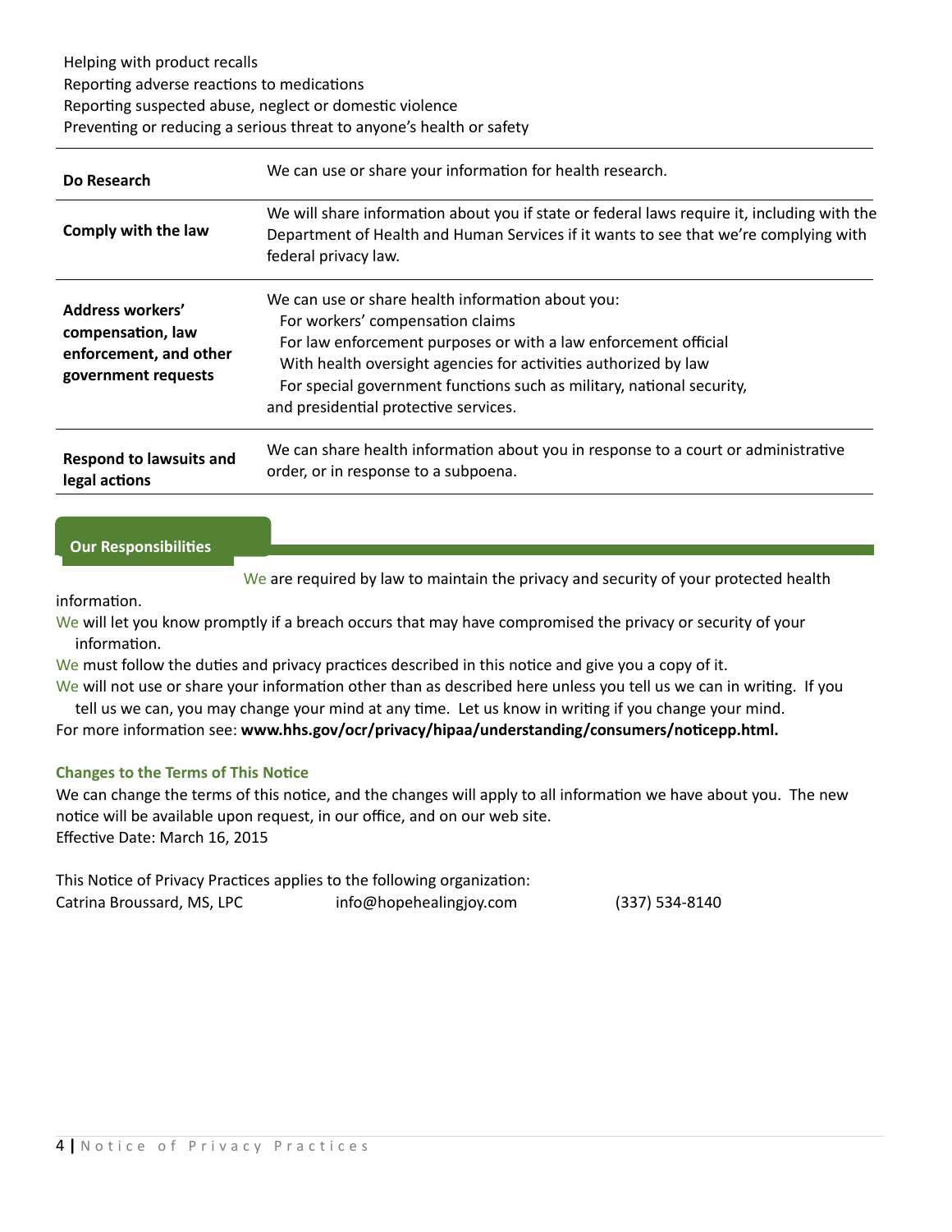- Helping with product recalls
- Reporting adverse reactions to medications
- Reporting suspected abuse, neglect or domestic violence
- Preventing or reducing a serious threat to anyone's health or safety

| | |
|---|---|
| **Do Research** | We can use or share your information for health research. |
| **Comply with the law** | We will share information about you if state or federal laws require it, including with the Department of Health and Human Services if it wants to see that we're complying with federal privacy law. |
| **Address workers' compensation, law enforcement, and other government requests** | We can use or share health information about you: For workers' compensation claims; For law enforcement purposes or with a law enforcement official; With health oversight agencies for activities authorized by law; For special government functions such as military, national security, and presidential protective services. |
| **Respond to lawsuits and legal actions** | We can share health information about you in response to a court or administrative order, or in response to a subpoena. |

## Our Responsibilities

- We are required by law to maintain the privacy and security of your protected health information.
- We will let you know promptly if a breach occurs that may have compromised the privacy or security of your information.
- We must follow the duties and privacy practices described in this notice and give you a copy of it.
- We will not use or share your information other than as described here unless you tell us we can in writing. If you tell us we can, you may change your mind at any time. Let us know in writing if you change your mind.

For more information see: **www.hhs.gov/ocr/privacy/hipaa/understanding/consumers/noticepp.html.**

### Changes to the Terms of This Notice

We can change the terms of this notice, and the changes will apply to all information we have about you. The new notice will be available upon request, in our office, and on our web site.

Effective Date: March 16, 2015

This Notice of Privacy Practices applies to the following organization:

Catrina Broussard, MS, LPC &nbsp;&nbsp;&nbsp; info@hopehealingjoy.com &nbsp;&nbsp;&nbsp; (337) 534-8140